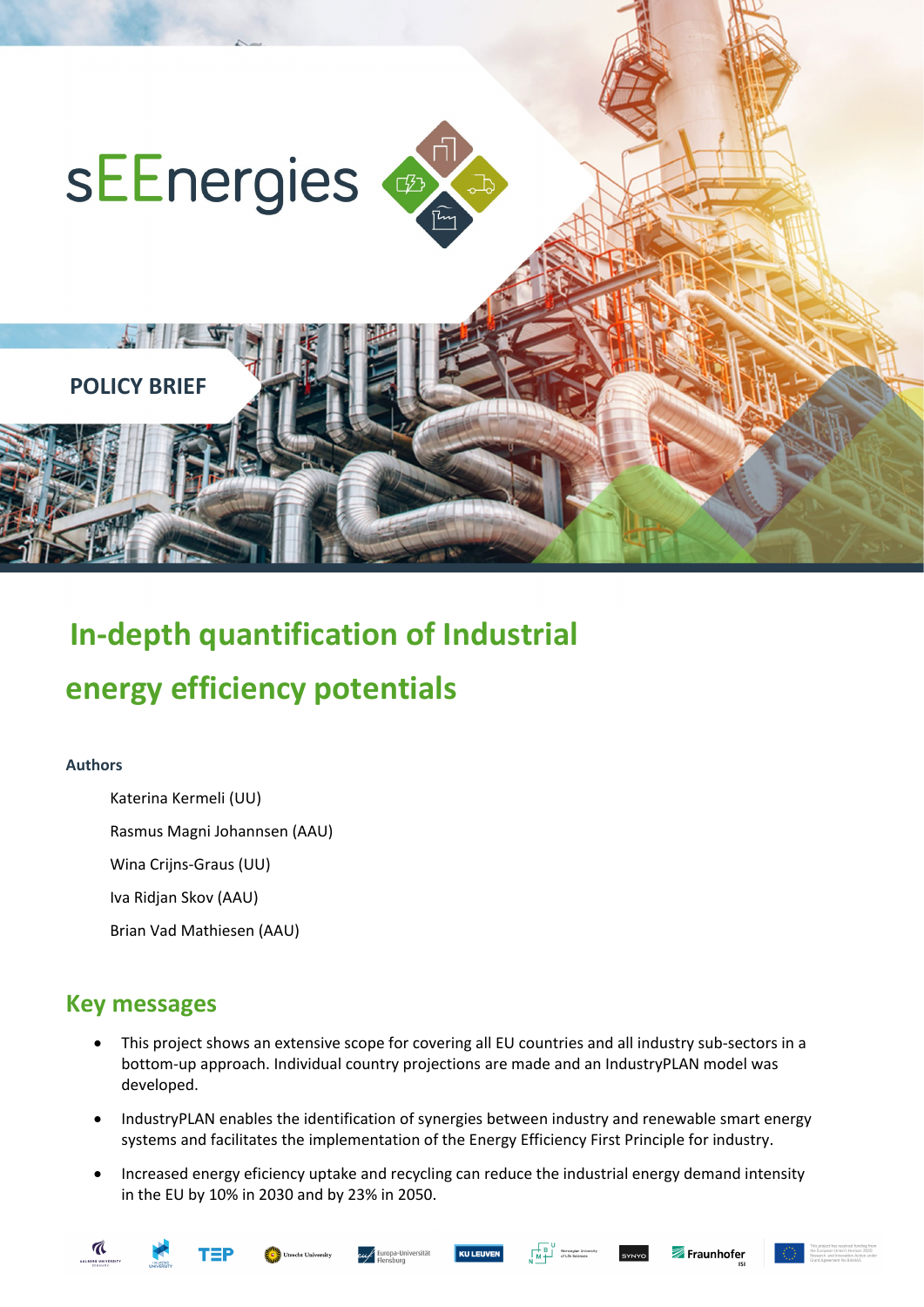# sEEnergies

**POLICY BRIEF**

# In-depth quantification of Industrial energy efficiency potentials

**Authors**

Katerina Kermeli (UU)

Rasmus Magni Johannsen (AAU)

Wina Crijns-Graus (UU)

Iva Ridjan Skov (AAU)

Brian Vad Mathiesen (AAU)

## Key messages

- This project shows an extensive scope for covering all EU countries and all industry sub-sectors in a bottom-up approach. Individual country projections are made and an IndustryPLAN model was developed.
- IndustryPLAN enables the identification of synergies between industry and renewable smart energy systems and facilitates the implementation of the Energy Efficiency First Principle for industry.
- Increased energy eficiency uptake and recycling can reduce the industrial energy demand intensity in the EU by 10% in 2030 and by 23% in 2050.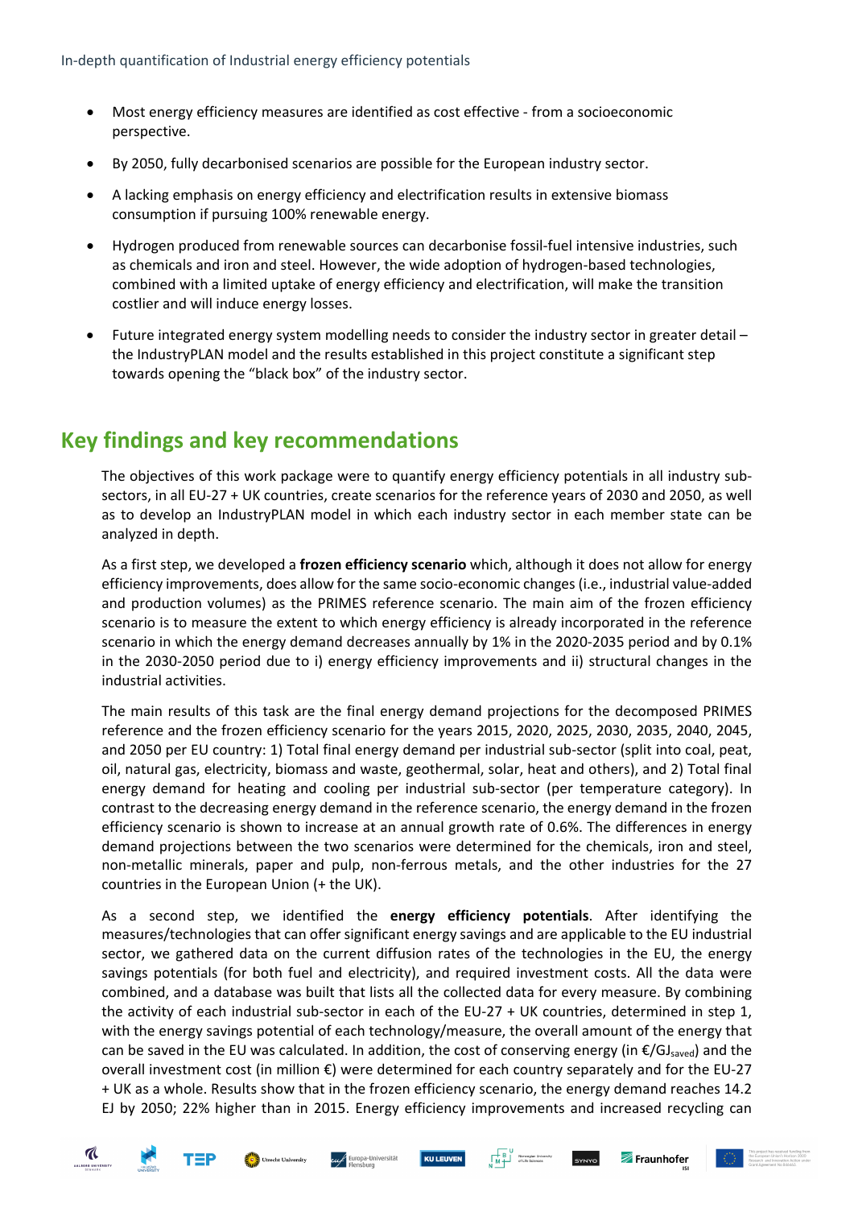- Most energy efficiency measures are identified as cost effective - from a socioeconomic perspective.
- By 2050, fully decarbonised scenarios are possible for the European industry sector.
- A lacking emphasis on energy efficiency and electrification results in extensive biomass consumption if pursuing 100% renewable energy.
- Hydrogen produced from renewable sources can decarbonise fossil-fuel intensive industries, such as chemicals and iron and steel. However, the wide adoption of hydrogen-based technologies, combined with a limited uptake of energy efficiency and electrification, will make the transition costlier and will induce energy losses.
- Future integrated energy system modelling needs to consider the industry sector in greater detail – the IndustryPLAN model and the results established in this project constitute a significant step towards opening the "black box" of the industry sector.

## Key findings and key recommendations

The objectives of this work package were to quantify energy efficiency potentials in all industry sub-sectors, in all EU-27 + UK countries, create scenarios for the reference years of 2030 and 2050, as well as to develop an IndustryPLAN model in which each industry sector in each member state can be analyzed in depth.

As a first step, we developed a **frozen efficiency scenario** which, although it does not allow for energy efficiency improvements, does allow for the same socio-economic changes (i.e., industrial value-added and production volumes) as the PRIMES reference scenario. The main aim of the frozen efficiency scenario is to measure the extent to which energy efficiency is already incorporated in the reference scenario in which the energy demand decreases annually by 1% in the 2020-2035 period and by 0.1% in the 2030-2050 period due to i) energy efficiency improvements and ii) structural changes in the industrial activities.

The main results of this task are the final energy demand projections for the decomposed PRIMES reference and the frozen efficiency scenario for the years 2015, 2020, 2025, 2030, 2035, 2040, 2045, and 2050 per EU country: 1) Total final energy demand per industrial sub-sector (split into coal, peat, oil, natural gas, electricity, biomass and waste, geothermal, solar, heat and others), and 2) Total final energy demand for heating and cooling per industrial sub-sector (per temperature category). In contrast to the decreasing energy demand in the reference scenario, the energy demand in the frozen efficiency scenario is shown to increase at an annual growth rate of 0.6%. The differences in energy demand projections between the two scenarios were determined for the chemicals, iron and steel, non-metallic minerals, paper and pulp, non-ferrous metals, and the other industries for the 27 countries in the European Union (+ the UK).

As a second step, we identified the **energy efficiency potentials**. After identifying the measures/technologies that can offer significant energy savings and are applicable to the EU industrial sector, we gathered data on the current diffusion rates of the technologies in the EU, the energy savings potentials (for both fuel and electricity), and required investment costs. All the data were combined, and a database was built that lists all the collected data for every measure. By combining the activity of each industrial sub-sector in each of the EU-27 + UK countries, determined in step 1, with the energy savings potential of each technology/measure, the overall amount of the energy that can be saved in the EU was calculated. In addition, the cost of conserving energy (in €/$GJ_{saved}$) and the overall investment cost (in million €) were determined for each country separately and for the EU-27 + UK as a whole. Results show that in the frozen efficiency scenario, the energy demand reaches 14.2 EJ by 2050; 22% higher than in 2015. Energy efficiency improvements and increased recycling can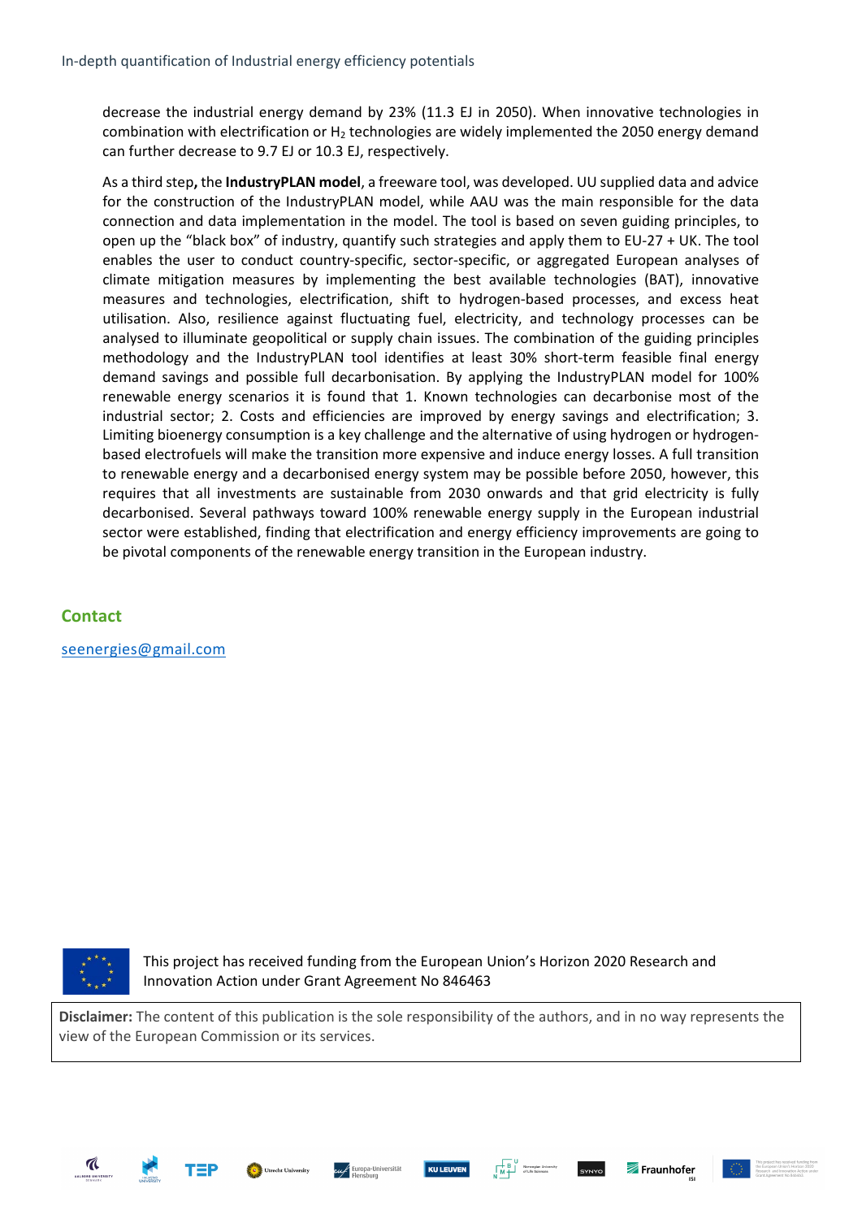decrease the industrial energy demand by 23% (11.3 EJ in 2050). When innovative technologies in combination with electrification or $H_2$ technologies are widely implemented the 2050 energy demand can further decrease to 9.7 EJ or 10.3 EJ, respectively.

As a third step**,** the **IndustryPLAN model**, a freeware tool, was developed. UU supplied data and advice for the construction of the IndustryPLAN model, while AAU was the main responsible for the data connection and data implementation in the model. The tool is based on seven guiding principles, to open up the "black box" of industry, quantify such strategies and apply them to EU-27 + UK. The tool enables the user to conduct country-specific, sector-specific, or aggregated European analyses of climate mitigation measures by implementing the best available technologies (BAT), innovative measures and technologies, electrification, shift to hydrogen-based processes, and excess heat utilisation. Also, resilience against fluctuating fuel, electricity, and technology processes can be analysed to illuminate geopolitical or supply chain issues. The combination of the guiding principles methodology and the IndustryPLAN tool identifies at least 30% short-term feasible final energy demand savings and possible full decarbonisation. By applying the IndustryPLAN model for 100% renewable energy scenarios it is found that 1. Known technologies can decarbonise most of the industrial sector; 2. Costs and efficiencies are improved by energy savings and electrification; 3. Limiting bioenergy consumption is a key challenge and the alternative of using hydrogen or hydrogen-based electrofuels will make the transition more expensive and induce energy losses. A full transition to renewable energy and a decarbonised energy system may be possible before 2050, however, this requires that all investments are sustainable from 2030 onwards and that grid electricity is fully decarbonised. Several pathways toward 100% renewable energy supply in the European industrial sector were established, finding that electrification and energy efficiency improvements are going to be pivotal components of the renewable energy transition in the European industry.

## Contact

seenergies@gmail.com

This project has received funding from the European Union's Horizon 2020 Research and Innovation Action under Grant Agreement No 846463

**Disclaimer:** The content of this publication is the sole responsibility of the authors, and in no way represents the view of the European Commission or its services.